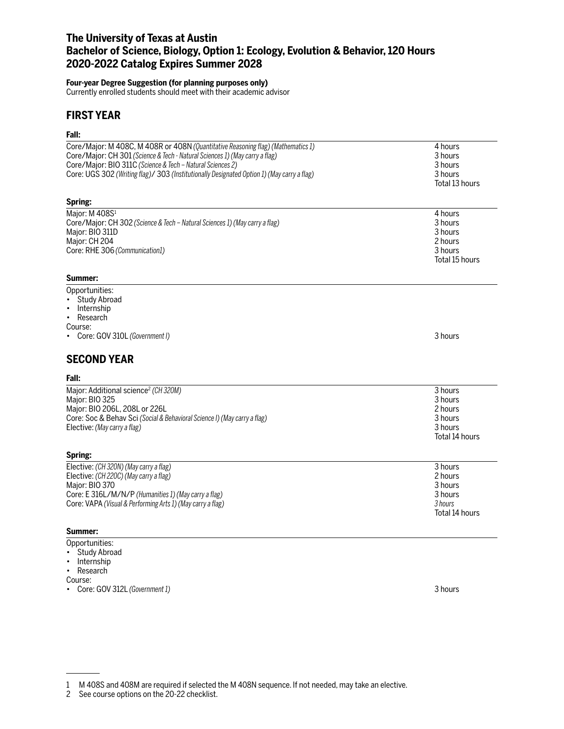# The University of Texas at Austin
# Bachelor of Science, Biology, Option 1: Ecology, Evolution & Behavior, 120 Hours
# 2020-2022 Catalog Expires Summer 2028

**Four-year Degree Suggestion (for planning purposes only)**
Currently enrolled students should meet with their academic advisor

## FIRST YEAR

**Fall:**

| | |
|---|---|
| Core/Major: M 408C, M 408R or 408N *(Quantitative Reasoning flag) (Mathematics 1)* | 4 hours |
| Core/Major: CH 301 *(Science & Tech - Natural Sciences 1) (May carry a flag)* | 3 hours |
| Core/Major: BIO 311C *(Science & Tech – Natural Sciences 2)* | 3 hours |
| Core: UGS 302 *(Writing flag)*/ 303 *(Institutionally Designated Option 1) (May carry a flag)* | 3 hours |
| | Total 13 hours |

**Spring:**

| | |
|---|---|
| Major: M 408S[1] | 4 hours |
| Core/Major: CH 302 *(Science & Tech – Natural Sciences 1) (May carry a flag)* | 3 hours |
| Major: BIO 311D | 3 hours |
| Major: CH 204 | 2 hours |
| Core: RHE 306 *(Communication1)* | 3 hours |
| | Total 15 hours |

**Summer:**

Opportunities:
- Study Abroad
- Internship
- Research

Course:
- Core: GOV 310L *(Government I)* — 3 hours

## SECOND YEAR

**Fall:**

| | |
|---|---|
| Major: Additional science[2] *(CH 320M)* | 3 hours |
| Major: BIO 325 | 3 hours |
| Major: BIO 206L, 208L or 226L | 2 hours |
| Core: Soc & Behav Sci *(Social & Behavioral Science I) (May carry a flag)* | 3 hours |
| Elective: *(May carry a flag)* | 3 hours |
| | Total 14 hours |

**Spring:**

| | |
|---|---|
| Elective: *(CH 320N) (May carry a flag)* | 3 hours |
| Elective: *(CH 220C) (May carry a flag)* | 2 hours |
| Major: BIO 370 | 3 hours |
| Core: E 316L/M/N/P *(Humanities 1) (May carry a flag)* | 3 hours |
| Core: VAPA *(Visual & Performing Arts 1) (May carry a flag)* | *3 hours* |
| | Total 14 hours |

**Summer:**

Opportunities:
- Study Abroad
- Internship
- Research

Course:
- Core: GOV 312L *(Government 1)* — 3 hours

---

1 M 408S and 408M are required if selected the M 408N sequence. If not needed, may take an elective.

2 See course options on the 20-22 checklist.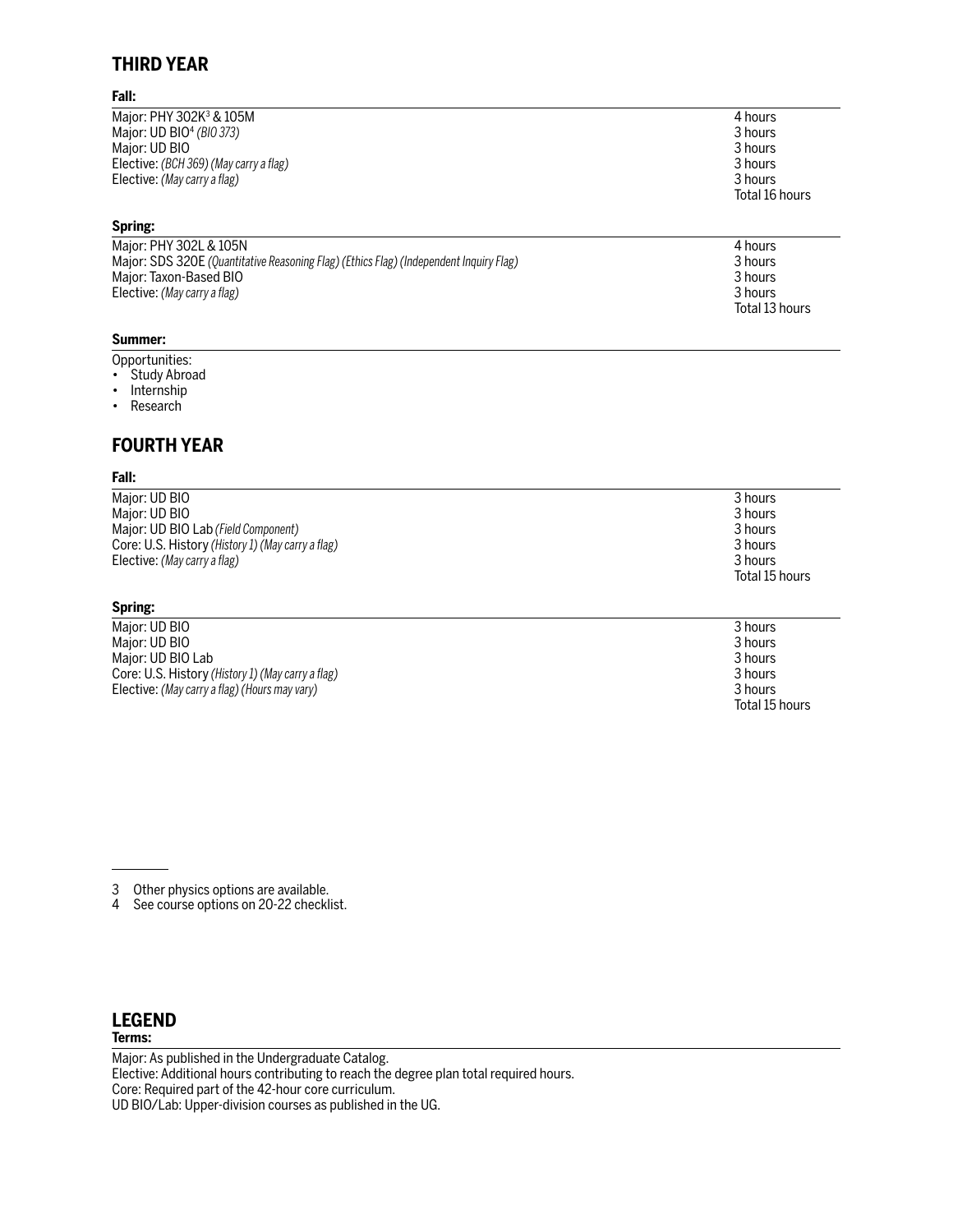## THIRD YEAR

**Fall:**

| | |
|---|---|
| Major: PHY 302K[3] & 105M | 4 hours |
| Major: UD BIO[4] *(BIO 373)* | 3 hours |
| Major: UD BIO | 3 hours |
| Elective: *(BCH 369) (May carry a flag)* | 3 hours |
| Elective: *(May carry a flag)* | 3 hours |
| | Total 16 hours |

**Spring:**

| | |
|---|---|
| Major: PHY 302L & 105N | 4 hours |
| Major: SDS 320E *(Quantitative Reasoning Flag) (Ethics Flag) (Independent Inquiry Flag)* | 3 hours |
| Major: Taxon-Based BIO | 3 hours |
| Elective: *(May carry a flag)* | 3 hours |
| | Total 13 hours |

**Summer:**

Opportunities:
- Study Abroad
- Internship
- Research

## FOURTH YEAR

**Fall:**

| | |
|---|---|
| Major: UD BIO | 3 hours |
| Major: UD BIO | 3 hours |
| Major: UD BIO Lab *(Field Component)* | 3 hours |
| Core: U.S. History *(History 1) (May carry a flag)* | 3 hours |
| Elective: *(May carry a flag)* | 3 hours |
| | Total 15 hours |

**Spring:**

| | |
|---|---|
| Major: UD BIO | 3 hours |
| Major: UD BIO | 3 hours |
| Major: UD BIO Lab | 3 hours |
| Core: U.S. History *(History 1) (May carry a flag)* | 3 hours |
| Elective: *(May carry a flag) (Hours may vary)* | 3 hours |
| | Total 15 hours |

3 Other physics options are available.
4 See course options on 20-22 checklist.

## LEGEND

**Terms:**

Major: As published in the Undergraduate Catalog.
Elective: Additional hours contributing to reach the degree plan total required hours.
Core: Required part of the 42-hour core curriculum.
UD BIO/Lab: Upper-division courses as published in the UG.